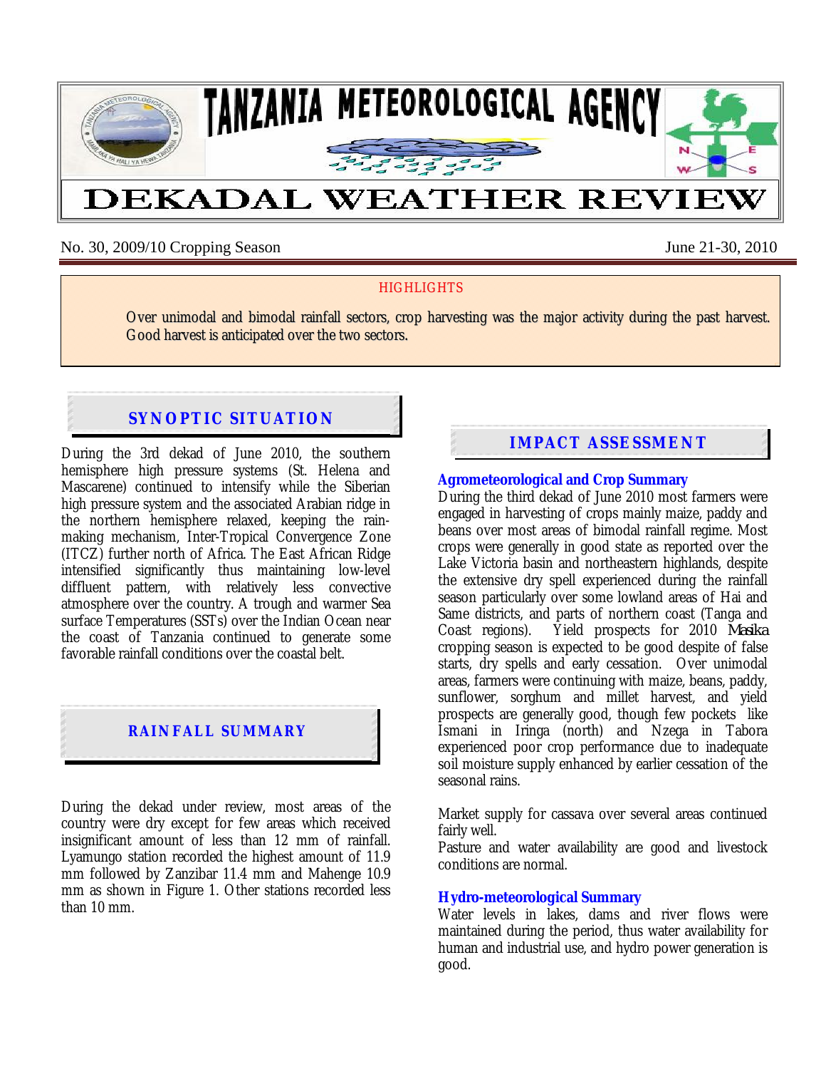# TANZANIA METEOROLOGICAL AGENCY

# DEKADAL WEATHER REVIEW

No. 30, 2009/10 Cropping Season | June 21-30, 2010

**HIGHLIGHTS**

Over unimodal and bimodal rainfall sectors, crop harvesting was the major activity during the past harvest. Good harvest is anticipated over the two sectors.

## SYNOPTIC SITUATION

During the 3rd dekad of June 2010, the southern hemisphere high pressure systems (St. Helena and Mascarene) continued to intensify while the Siberian high pressure system and the associated Arabian ridge in the northern hemisphere relaxed, keeping the rain-making mechanism, Inter-Tropical Convergence Zone (ITCZ) further north of Africa. The East African Ridge intensified significantly thus maintaining low-level diffluent pattern, with relatively less convective atmosphere over the country. A trough and warmer Sea surface Temperatures (SSTs) over the Indian Ocean near the coast of Tanzania continued to generate some favorable rainfall conditions over the coastal belt.

## RAINFALL SUMMARY

During the dekad under review, most areas of the country were dry except for few areas which received insignificant amount of less than 12 mm of rainfall. Lyamungo station recorded the highest amount of 11.9 mm followed by Zanzibar 11.4 mm and Mahenge 10.9 mm as shown in Figure 1. Other stations recorded less than 10 mm.

## IMPACT ASSESSMENT

### Agrometeorological and Crop Summary

During the third dekad of June 2010 most farmers were engaged in harvesting of crops mainly maize, paddy and beans over most areas of bimodal rainfall regime. Most crops were generally in good state as reported over the Lake Victoria basin and northeastern highlands, despite the extensive dry spell experienced during the rainfall season particularly over some lowland areas of Hai and Same districts, and parts of northern coast (Tanga and Coast regions). Yield prospects for 2010 *Masika* cropping season is expected to be good despite of false starts, dry spells and early cessation. Over unimodal areas, farmers were continuing with maize, beans, paddy, sunflower, sorghum and millet harvest, and yield prospects are generally good, though few pockets like Ismani in Iringa (north) and Nzega in Tabora experienced poor crop performance due to inadequate soil moisture supply enhanced by earlier cessation of the seasonal rains.

Market supply for cassava over several areas continued fairly well.

Pasture and water availability are good and livestock conditions are normal.

### Hydro-meteorological Summary

Water levels in lakes, dams and river flows were maintained during the period, thus water availability for human and industrial use, and hydro power generation is good.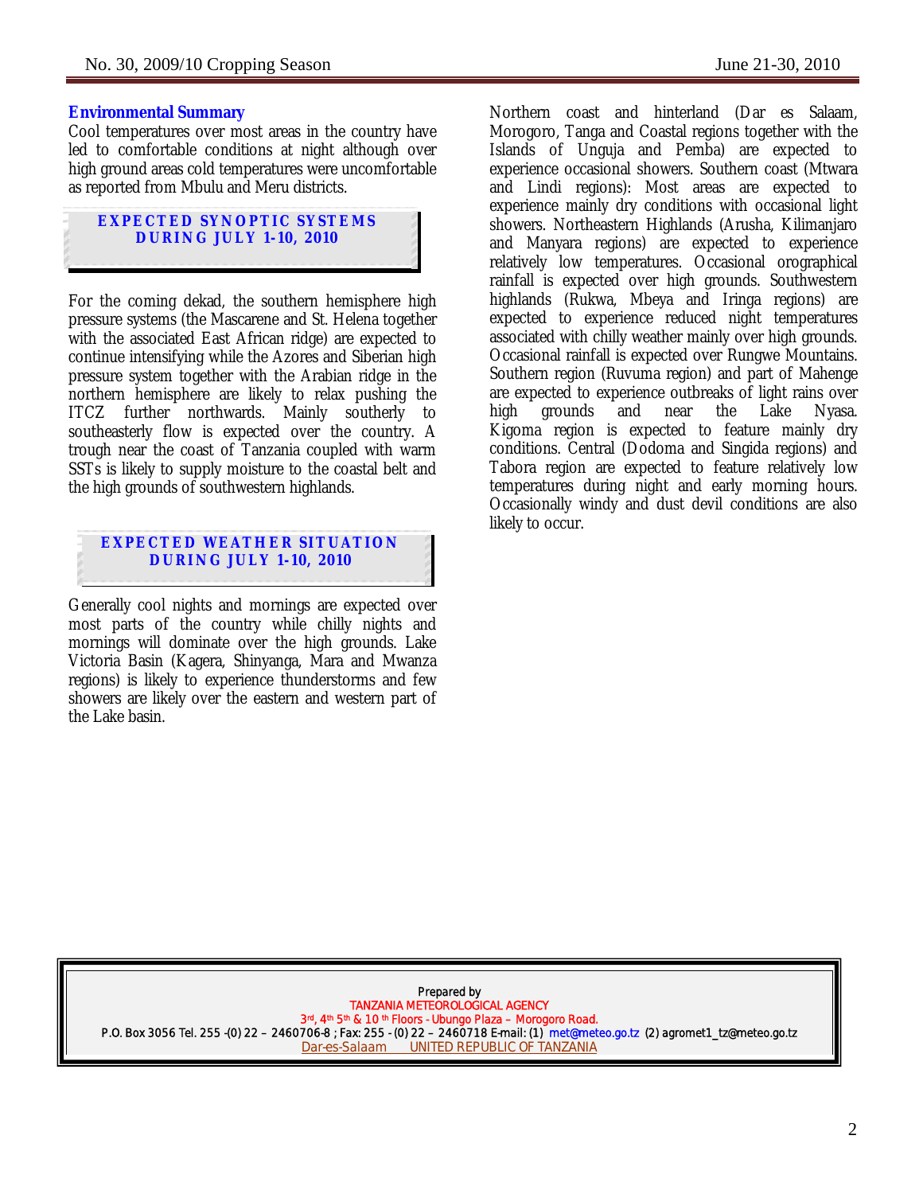## Environmental Summary

Cool temperatures over most areas in the country have led to comfortable conditions at night although over high ground areas cold temperatures were uncomfortable as reported from Mbulu and Meru districts.

## EXPECTED SYNOPTIC SYSTEMS DURING JULY 1-10, 2010

For the coming dekad, the southern hemisphere high pressure systems (the Mascarene and St. Helena together with the associated East African ridge) are expected to continue intensifying while the Azores and Siberian high pressure system together with the Arabian ridge in the northern hemisphere are likely to relax pushing the ITCZ further northwards. Mainly southerly to southeasterly flow is expected over the country. A trough near the coast of Tanzania coupled with warm SSTs is likely to supply moisture to the coastal belt and the high grounds of southwestern highlands.

## EXPECTED WEATHER SITUATION DURING JULY 1-10, 2010

Generally cool nights and mornings are expected over most parts of the country while chilly nights and mornings will dominate over the high grounds. Lake Victoria Basin (Kagera, Shinyanga, Mara and Mwanza regions) is likely to experience thunderstorms and few showers are likely over the eastern and western part of the Lake basin.

Northern coast and hinterland (Dar es Salaam, Morogoro, Tanga and Coastal regions together with the Islands of Unguja and Pemba) are expected to experience occasional showers. Southern coast (Mtwara and Lindi regions): Most areas are expected to experience mainly dry conditions with occasional light showers. Northeastern Highlands (Arusha, Kilimanjaro and Manyara regions) are expected to experience relatively low temperatures. Occasional orographical rainfall is expected over high grounds. Southwestern highlands (Rukwa, Mbeya and Iringa regions) are expected to experience reduced night temperatures associated with chilly weather mainly over high grounds. Occasional rainfall is expected over Rungwe Mountains. Southern region (Ruvuma region) and part of Mahenge are expected to experience outbreaks of light rains over high grounds and near the Lake Nyasa. Kigoma region is expected to feature mainly dry conditions. Central (Dodoma and Singida regions) and Tabora region are expected to feature relatively low temperatures during night and early morning hours. Occasionally windy and dust devil conditions are also likely to occur.

Prepared by
TANZANIA METEOROLOGICAL AGENCY
3rd, 4th 5th & 10th Floors - Ubungo Plaza – Morogoro Road.
P.O. Box 3056 Tel. 255 -(0) 22 – 2460706-8 ; Fax: 255 - (0) 22 – 2460718 E-mail: (1) met@meteo.go.tz (2) agromet1_tz@meteo.go.tz
Dar-es-Salaam UNITED REPUBLIC OF TANZANIA